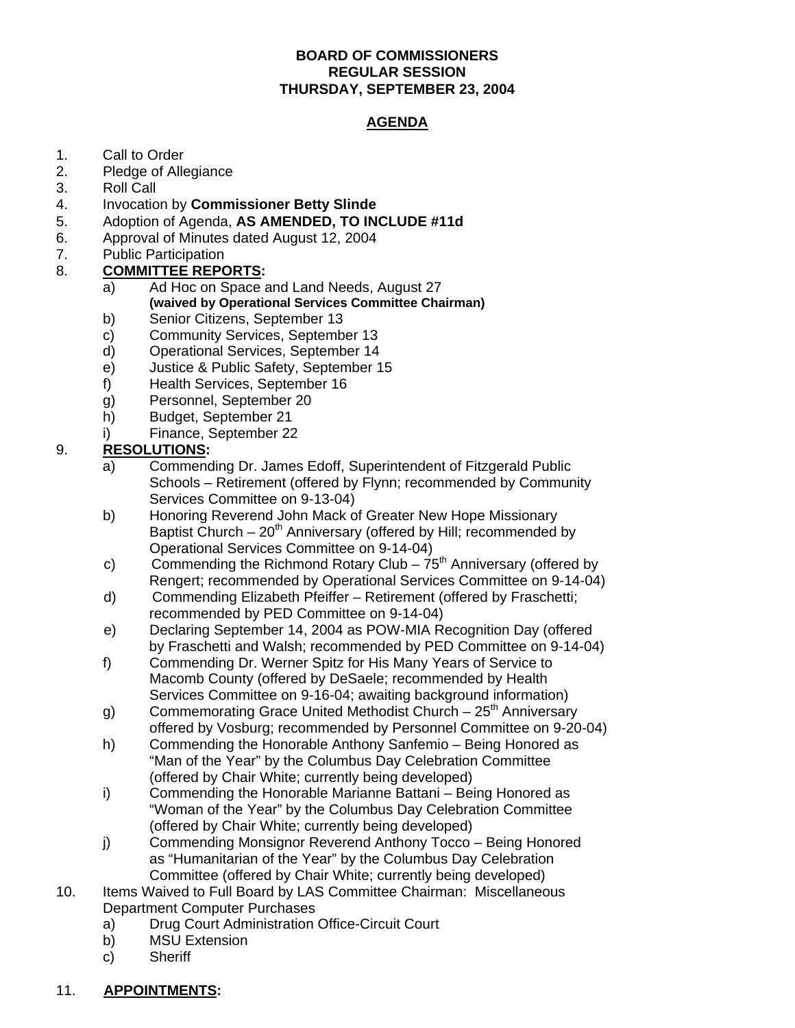**BOARD OF COMMISSIONERS**
**REGULAR SESSION**
**THURSDAY, SEPTEMBER 23, 2004**

# AGENDA

1. Call to Order
2. Pledge of Allegiance
3. Roll Call
4. Invocation by **Commissioner Betty Slinde**
5. Adoption of Agenda, **AS AMENDED, TO INCLUDE #11d**
6. Approval of Minutes dated August 12, 2004
7. Public Participation
8. **COMMITTEE REPORTS:**
   a) Ad Hoc on Space and Land Needs, August 27
      **(waived by Operational Services Committee Chairman)**
   b) Senior Citizens, September 13
   c) Community Services, September 13
   d) Operational Services, September 14
   e) Justice & Public Safety, September 15
   f) Health Services, September 16
   g) Personnel, September 20
   h) Budget, September 21
   i) Finance, September 22
9. **RESOLUTIONS:**
   a) Commending Dr. James Edoff, Superintendent of Fitzgerald Public Schools – Retirement (offered by Flynn; recommended by Community Services Committee on 9-13-04)
   b) Honoring Reverend John Mack of Greater New Hope Missionary Baptist Church – 20th Anniversary (offered by Hill; recommended by Operational Services Committee on 9-14-04)
   c) Commending the Richmond Rotary Club – 75th Anniversary (offered by Rengert; recommended by Operational Services Committee on 9-14-04)
   d) Commending Elizabeth Pfeiffer – Retirement (offered by Fraschetti; recommended by PED Committee on 9-14-04)
   e) Declaring September 14, 2004 as POW-MIA Recognition Day (offered by Fraschetti and Walsh; recommended by PED Committee on 9-14-04)
   f) Commending Dr. Werner Spitz for His Many Years of Service to Macomb County (offered by DeSaele; recommended by Health Services Committee on 9-16-04; awaiting background information)
   g) Commemorating Grace United Methodist Church – 25th Anniversary offered by Vosburg; recommended by Personnel Committee on 9-20-04)
   h) Commending the Honorable Anthony Sanfemio – Being Honored as "Man of the Year" by the Columbus Day Celebration Committee (offered by Chair White; currently being developed)
   i) Commending the Honorable Marianne Battani – Being Honored as "Woman of the Year" by the Columbus Day Celebration Committee (offered by Chair White; currently being developed)
   j) Commending Monsignor Reverend Anthony Tocco – Being Honored as "Humanitarian of the Year" by the Columbus Day Celebration Committee (offered by Chair White; currently being developed)
10. Items Waived to Full Board by LAS Committee Chairman: Miscellaneous Department Computer Purchases
    a) Drug Court Administration Office-Circuit Court
    b) MSU Extension
    c) Sheriff
11. **APPOINTMENTS:**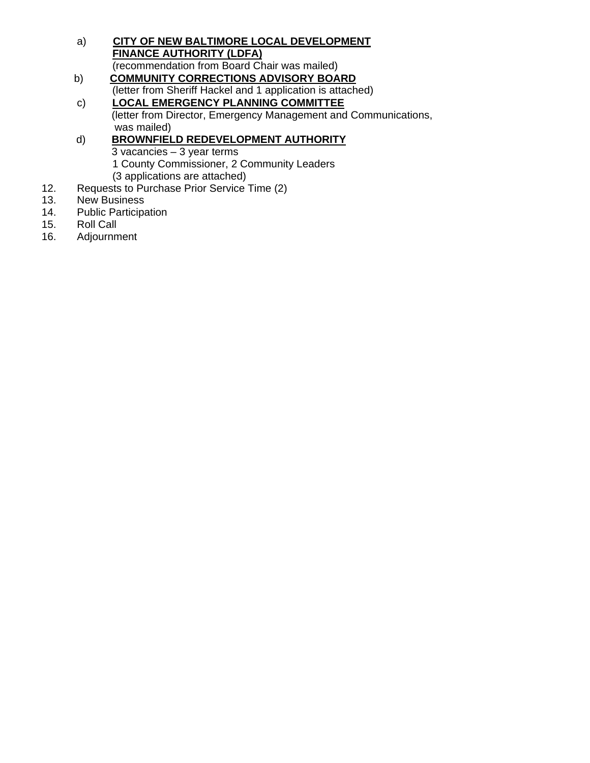a) **CITY OF NEW BALTIMORE LOCAL DEVELOPMENT FINANCE AUTHORITY (LDFA)**
   (recommendation from Board Chair was mailed)

b) **COMMUNITY CORRECTIONS ADVISORY BOARD**
   (letter from Sheriff Hackel and 1 application is attached)

c) **LOCAL EMERGENCY PLANNING COMMITTEE**
   (letter from Director, Emergency Management and Communications, was mailed)

d) **BROWNFIELD REDEVELOPMENT AUTHORITY**
   3 vacancies – 3 year terms
   1 County Commissioner, 2 Community Leaders
   (3 applications are attached)

12. Requests to Purchase Prior Service Time (2)
13. New Business
14. Public Participation
15. Roll Call
16. Adjournment